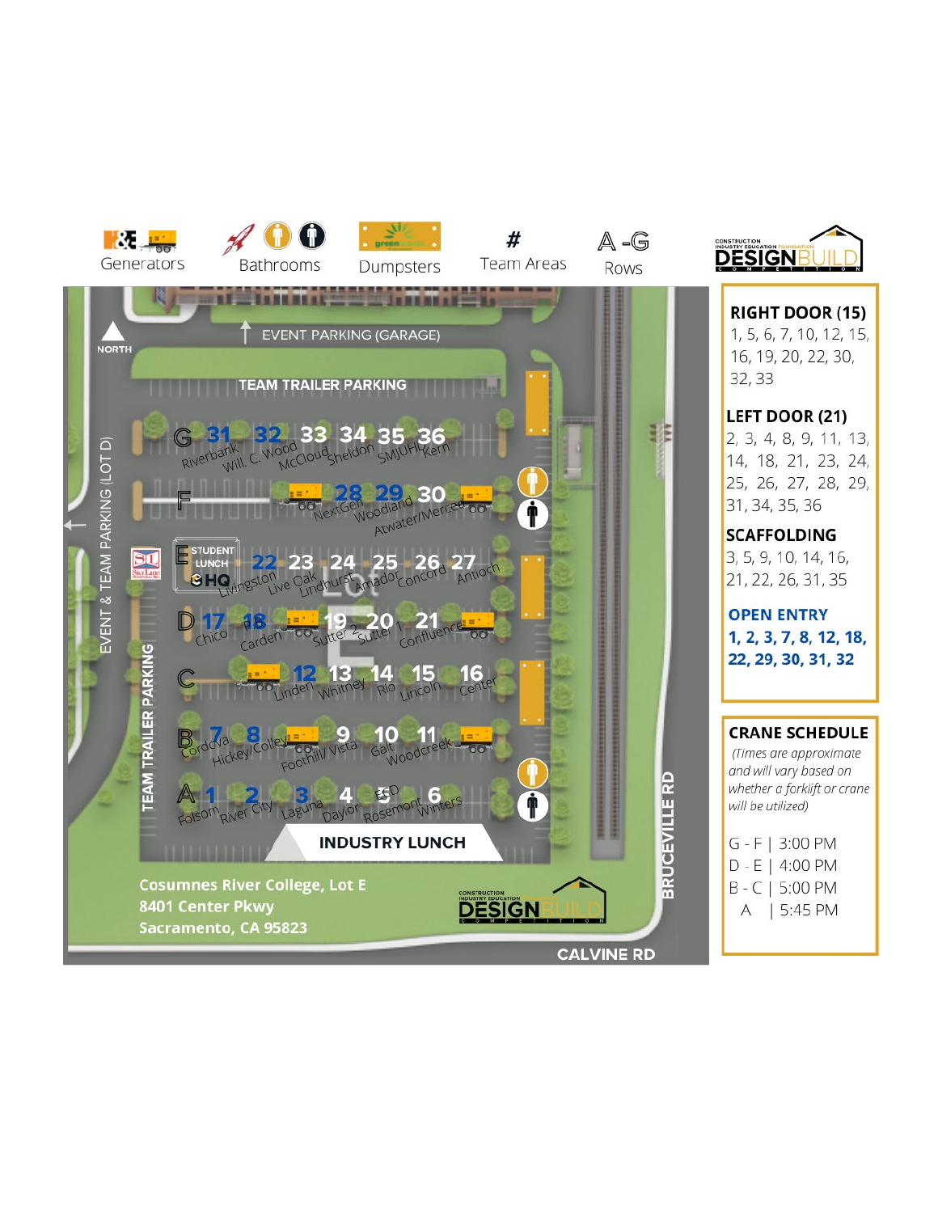Generators | Bathrooms | Dumpsters | # Team Areas | A-G Rows

CONSTRUCTION INDUSTRY EDUCATION FOUNDATION DESIGN BUILD COMPETITION

NORTH

EVENT PARKING (GARAGE)

TEAM TRAILER PARKING

EVENT & TEAM PARKING (LOT D)

TEAM TRAILER PARKING

- **G**: 31 Riverbank, 32 Will. C. Wood, 33 McCloud, 34 Sheldon, 35 SMJUHSD, 36 Kern
- **F**: 28 NextGen, 29 Woodland, 30 Atwater/Merced
- **E**: STUDENT LUNCH, HQ, 22 Livingston, 23 Live Oak, 24 Lindhurst, 25 Amador, 26 Concord, 27 Antioch
- **D**: 17 Chico, 18 Carden, 19 Sutter 2, 20 Sutter 1, 21 Confluence
- **C**: 12 Linden, 13 Whitney, 14 Rio, 15 Lincoln, 16 Center
- **B**: 7 Cordova, 8 Hickey/Colley, 9 Foothill/ Vista, 10 Galt, 11 Woodcreek
- **A**: 1 Folsom, 2 River City, 3 Laguna, 4 Daylor, 5 ESD Rosemont, 6 Winters

INDUSTRY LUNCH

Cosumnes River College, Lot E
8401 Center Pkwy
Sacramento, CA 95823

BRUCEVILLE RD

CALVINE RD

**RIGHT DOOR (15)**
1, 5, 6, 7, 10, 12, 15, 16, 19, 20, 22, 30, 32, 33

**LEFT DOOR (21)**
2, 3, 4, 8, 9, 11, 13, 14, 18, 21, 23, 24, 25, 26, 27, 28, 29, 31, 34, 35, 36

**SCAFFOLDING**
3, 5, 9, 10, 14, 16, 21, 22, 26, 31, 35

**OPEN ENTRY**
**1, 2, 3, 7, 8, 12, 18, 22, 29, 30, 31, 32**

**CRANE SCHEDULE**

*(Times are approximate and will vary based on whether a forklift or crane will be utilized)*

G - F | 3:00 PM
D - E | 4:00 PM
B - C | 5:00 PM
A | 5:45 PM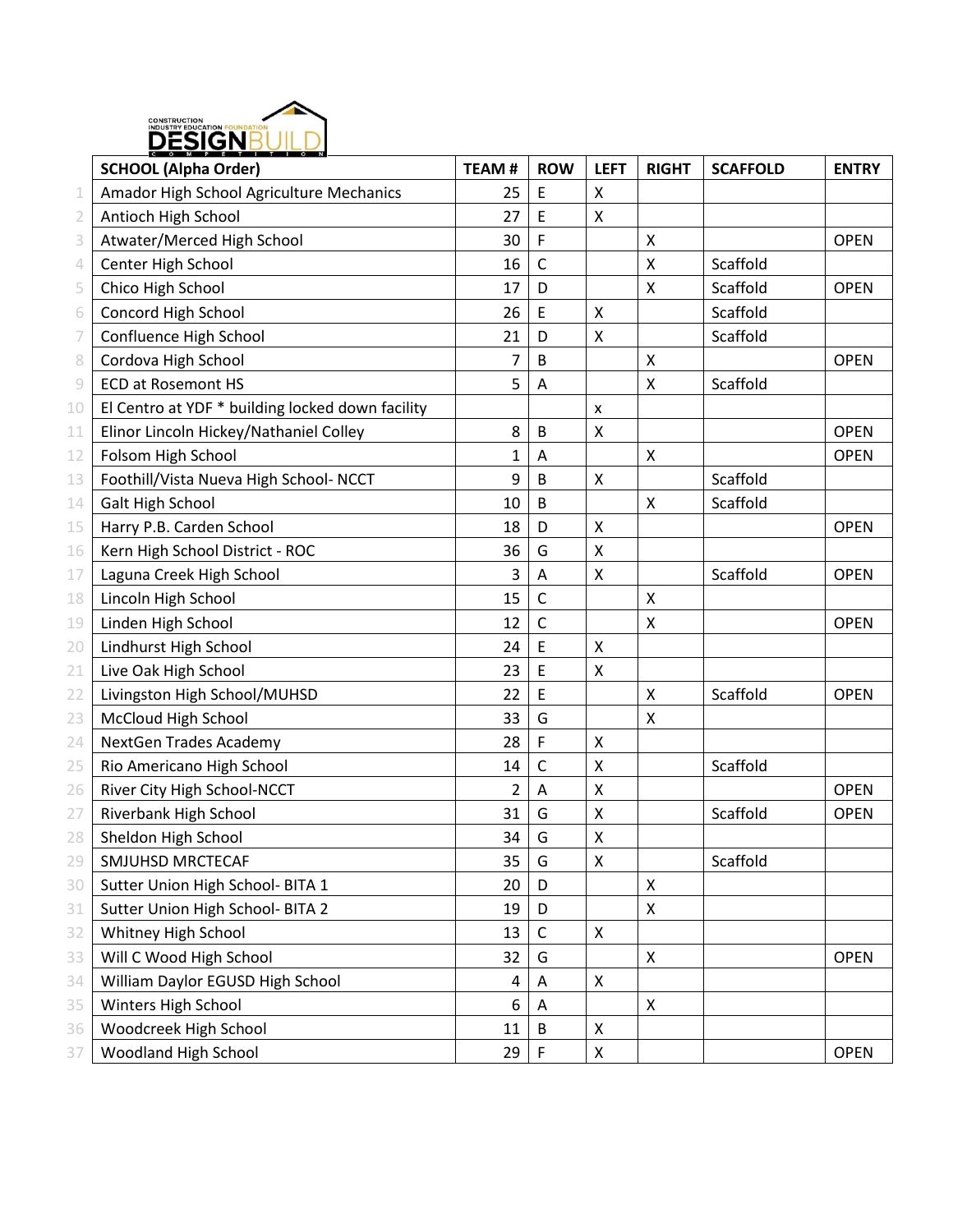| | SCHOOL (Alpha Order) | TEAM # | ROW | LEFT | RIGHT | SCAFFOLD | ENTRY |
|---|---|---|---|---|---|---|---|
| 1 | Amador High School Agriculture Mechanics | 25 | E | X | | | |
| 2 | Antioch High School | 27 | E | X | | | |
| 3 | Atwater/Merced High School | 30 | F | | X | | OPEN |
| 4 | Center High School | 16 | C | | X | Scaffold | |
| 5 | Chico High School | 17 | D | | X | Scaffold | OPEN |
| 6 | Concord High School | 26 | E | X | | Scaffold | |
| 7 | Confluence High School | 21 | D | X | | Scaffold | |
| 8 | Cordova High School | 7 | B | | X | | OPEN |
| 9 | ECD at Rosemont HS | 5 | A | | X | Scaffold | |
| 10 | El Centro at YDF * building locked down facility | | | x | | | |
| 11 | Elinor Lincoln Hickey/Nathaniel Colley | 8 | B | X | | | OPEN |
| 12 | Folsom High School | 1 | A | | X | | OPEN |
| 13 | Foothill/Vista Nueva High School- NCCT | 9 | B | X | | Scaffold | |
| 14 | Galt High School | 10 | B | | X | Scaffold | |
| 15 | Harry P.B. Carden School | 18 | D | X | | | OPEN |
| 16 | Kern High School District - ROC | 36 | G | X | | | |
| 17 | Laguna Creek High School | 3 | A | X | | Scaffold | OPEN |
| 18 | Lincoln High School | 15 | C | | X | | |
| 19 | Linden High School | 12 | C | | X | | OPEN |
| 20 | Lindhurst High School | 24 | E | X | | | |
| 21 | Live Oak High School | 23 | E | X | | | |
| 22 | Livingston High School/MUHSD | 22 | E | | X | Scaffold | OPEN |
| 23 | McCloud High School | 33 | G | | X | | |
| 24 | NextGen Trades Academy | 28 | F | X | | | |
| 25 | Rio Americano High School | 14 | C | X | | Scaffold | |
| 26 | River City High School-NCCT | 2 | A | X | | | OPEN |
| 27 | Riverbank High School | 31 | G | X | | Scaffold | OPEN |
| 28 | Sheldon High School | 34 | G | X | | | |
| 29 | SMJUHSD MRCTECAF | 35 | G | X | | Scaffold | |
| 30 | Sutter Union High School- BITA 1 | 20 | D | | X | | |
| 31 | Sutter Union High School- BITA 2 | 19 | D | | X | | |
| 32 | Whitney High School | 13 | C | X | | | |
| 33 | Will C Wood High School | 32 | G | | X | | OPEN |
| 34 | William Daylor EGUSD High School | 4 | A | X | | | |
| 35 | Winters High School | 6 | A | | X | | |
| 36 | Woodcreek High School | 11 | B | X | | | |
| 37 | Woodland High School | 29 | F | X | | | OPEN |